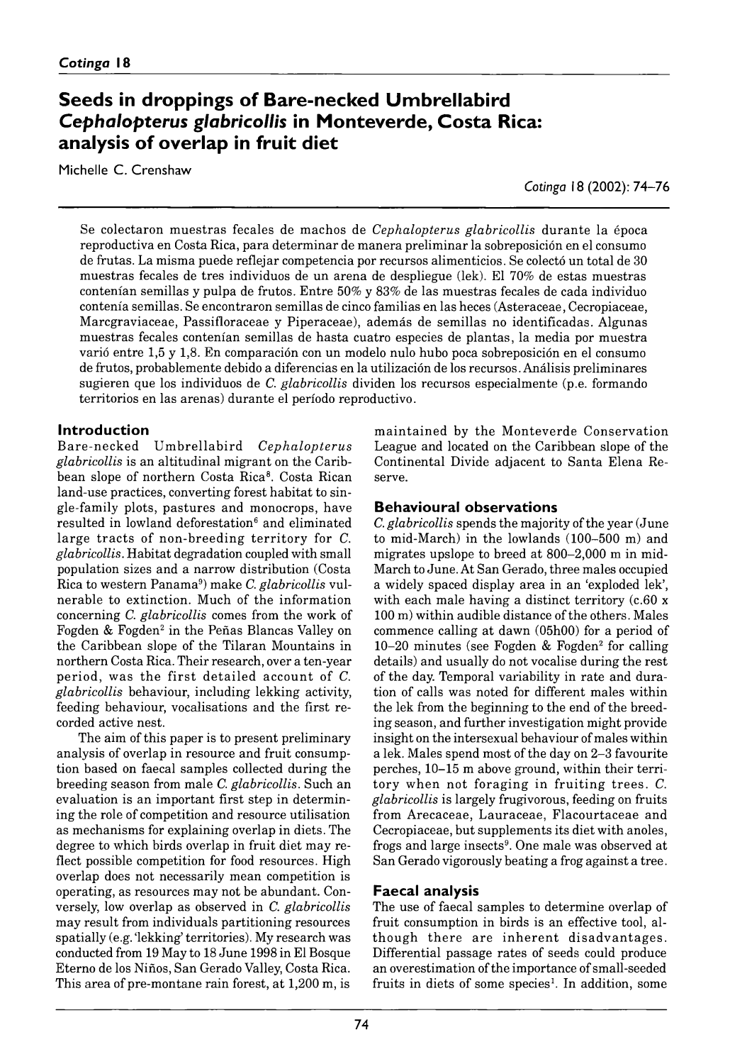# Seeds in droppings of Bare-necked Umbrellabird *Cephalopterus glabricollis* in Monteverde, Costa Rica: analysis of overlap in fruit diet

Michelle C. Crenshaw

*Cotinga* 18 (2002): 74–76

Se colectaron muestras fecales de machos de *Cephalopterus glabricollis* durante la época reproductiva en Costa Rica, para determinar de manera preliminar la sobreposición en el consumo de frutas. La misma puede reflejar competencia por recursos alimenticios. Se colectó un total de 30 muestras fecales de tres individuos de un arena de despliegue (lek). El 70% de estas muestras contenían semillas y pulpa de frutos. Entre 50% y 83% de las muestras fecales de cada individuo contenía semillas. Se encontraron semillas de cinco familias en las heces (Asteraceae, Cecropiaceae, Marcgraviaceae, Passifloraceae y Piperaceae), además de semillas no identificadas. Algunas muestras fecales contenían semillas de hasta cuatro especies de plantas, la media por muestra varió entre 1,5 y 1,8. En comparación con un modelo nulo hubo poca sobreposición en el consumo de frutos, probablemente debido a diferencias en la utilización de los recursos. Análisis preliminares sugieren que los individuos de *C. glabricollis* dividen los recursos especialmente (p.e. formando territorios en las arenas) durante el período reproductivo.

## Introduction

Bare-necked Umbrellabird *Cephalopterus glabricollis* is an altitudinal migrant on the Caribbean slope of northern Costa Rica[8]. Costa Rican land-use practices, converting forest habitat to single-family plots, pastures and monocrops, have resulted in lowland deforestation[6] and eliminated large tracts of non-breeding territory for *C. glabricollis*. Habitat degradation coupled with small population sizes and a narrow distribution (Costa Rica to western Panama[9]) make *C. glabricollis* vulnerable to extinction. Much of the information concerning *C. glabricollis* comes from the work of Fogden & Fogden[2] in the Peñas Blancas Valley on the Caribbean slope of the Tilaran Mountains in northern Costa Rica. Their research, over a ten-year period, was the first detailed account of *C. glabricollis* behaviour, including lekking activity, feeding behaviour, vocalisations and the first recorded active nest.

The aim of this paper is to present preliminary analysis of overlap in resource and fruit consumption based on faecal samples collected during the breeding season from male *C. glabricollis*. Such an evaluation is an important first step in determining the role of competition and resource utilisation as mechanisms for explaining overlap in diets. The degree to which birds overlap in fruit diet may reflect possible competition for food resources. High overlap does not necessarily mean competition is operating, as resources may not be abundant. Conversely, low overlap as observed in *C. glabricollis* may result from individuals partitioning resources spatially (e.g. 'lekking' territories). My research was conducted from 19 May to 18 June 1998 in El Bosque Eterno de los Niños, San Gerado Valley, Costa Rica. This area of pre-montane rain forest, at 1,200 m, is maintained by the Monteverde Conservation League and located on the Caribbean slope of the Continental Divide adjacent to Santa Elena Reserve.

## Behavioural observations

*C. glabricollis* spends the majority of the year (June to mid-March) in the lowlands (100–500 m) and migrates upslope to breed at 800–2,000 m in mid-March to June. At San Gerado, three males occupied a widely spaced display area in an 'exploded lek', with each male having a distinct territory (c.60 x 100 m) within audible distance of the others. Males commence calling at dawn (05h00) for a period of 10–20 minutes (see Fogden & Fogden[2] for calling details) and usually do not vocalise during the rest of the day. Temporal variability in rate and duration of calls was noted for different males within the lek from the beginning to the end of the breeding season, and further investigation might provide insight on the intersexual behaviour of males within a lek. Males spend most of the day on 2–3 favourite perches, 10–15 m above ground, within their territory when not foraging in fruiting trees. *C. glabricollis* is largely frugivorous, feeding on fruits from Arecaceae, Lauraceae, Flacourtaceae and Cecropiaceae, but supplements its diet with anoles, frogs and large insects[9]. One male was observed at San Gerado vigorously beating a frog against a tree.

## Faecal analysis

The use of faecal samples to determine overlap of fruit consumption in birds is an effective tool, although there are inherent disadvantages. Differential passage rates of seeds could produce an overestimation of the importance of small-seeded fruits in diets of some species[1]. In addition, some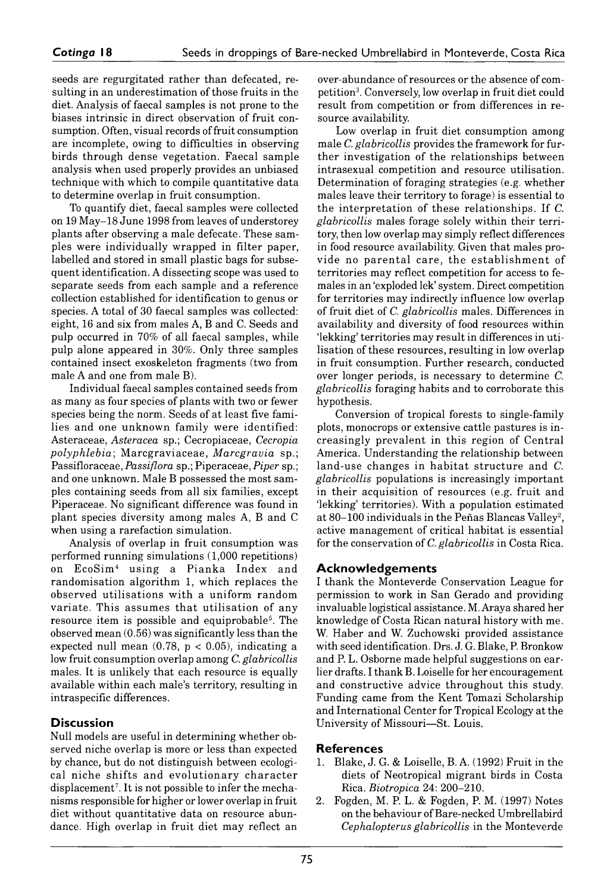seeds are regurgitated rather than defecated, resulting in an underestimation of those fruits in the diet. Analysis of faecal samples is not prone to the biases intrinsic in direct observation of fruit consumption. Often, visual records of fruit consumption are incomplete, owing to difficulties in observing birds through dense vegetation. Faecal sample analysis when used properly provides an unbiased technique with which to compile quantitative data to determine overlap in fruit consumption.

To quantify diet, faecal samples were collected on 19 May–18 June 1998 from leaves of understorey plants after observing a male defecate. These samples were individually wrapped in filter paper, labelled and stored in small plastic bags for subsequent identification. A dissecting scope was used to separate seeds from each sample and a reference collection established for identification to genus or species. A total of 30 faecal samples was collected: eight, 16 and six from males A, B and C. Seeds and pulp occurred in 70% of all faecal samples, while pulp alone appeared in 30%. Only three samples contained insect exoskeleton fragments (two from male A and one from male B).

Individual faecal samples contained seeds from as many as four species of plants with two or fewer species being the norm. Seeds of at least five families and one unknown family were identified: Asteraceae, *Asteracea* sp.; Cecropiaceae, *Cecropia polyphlebia*; Marcgraviaceae, *Marcgravia* sp.; Passifloraceae, *Passiflora* sp.; Piperaceae, *Piper* sp.; and one unknown. Male B possessed the most samples containing seeds from all six families, except Piperaceae. No significant difference was found in plant species diversity among males A, B and C when using a rarefaction simulation.

Analysis of overlap in fruit consumption was performed running simulations (1,000 repetitions) on EcoSim[4] using a Pianka Index and randomisation algorithm 1, which replaces the observed utilisations with a uniform random variate. This assumes that utilisation of any resource item is possible and equiprobable[5]. The observed mean (0.56) was significantly less than the expected null mean (0.78, $p < 0.05$), indicating a low fruit consumption overlap among *C. glabricollis* males. It is unlikely that each resource is equally available within each male's territory, resulting in intraspecific differences.

## Discussion

Null models are useful in determining whether observed niche overlap is more or less than expected by chance, but do not distinguish between ecological niche shifts and evolutionary character displacement[7]. It is not possible to infer the mechanisms responsible for higher or lower overlap in fruit diet without quantitative data on resource abundance. High overlap in fruit diet may reflect an over-abundance of resources or the absence of competition[3]. Conversely, low overlap in fruit diet could result from competition or from differences in resource availability.

Low overlap in fruit diet consumption among male *C. glabricollis* provides the framework for further investigation of the relationships between intrasexual competition and resource utilisation. Determination of foraging strategies (e.g. whether males leave their territory to forage) is essential to the interpretation of these relationships. If *C. glabricollis* males forage solely within their territory, then low overlap may simply reflect differences in food resource availability. Given that males provide no parental care, the establishment of territories may reflect competition for access to females in an 'exploded lek' system. Direct competition for territories may indirectly influence low overlap of fruit diet of *C. glabricollis* males. Differences in availability and diversity of food resources within 'lekking' territories may result in differences in utilisation of these resources, resulting in low overlap in fruit consumption. Further research, conducted over longer periods, is necessary to determine *C. glabricollis* foraging habits and to corroborate this hypothesis.

Conversion of tropical forests to single-family plots, monocrops or extensive cattle pastures is increasingly prevalent in this region of Central America. Understanding the relationship between land-use changes in habitat structure and *C. glabricollis* populations is increasingly important in their acquisition of resources (e.g. fruit and 'lekking' territories). With a population estimated at 80–100 individuals in the Peñas Blancas Valley[2], active management of critical habitat is essential for the conservation of *C. glabricollis* in Costa Rica.

## Acknowledgements

I thank the Monteverde Conservation League for permission to work in San Gerado and providing invaluable logistical assistance. M. Araya shared her knowledge of Costa Rican natural history with me. W. Haber and W. Zuchowski provided assistance with seed identification. Drs. J. G. Blake, P. Bronkow and P. L. Osborne made helpful suggestions on earlier drafts. I thank B. Loiselle for her encouragement and constructive advice throughout this study. Funding came from the Kent Tomazi Scholarship and International Center for Tropical Ecology at the University of Missouri—St. Louis.

## References

1. Blake, J. G. & Loiselle, B. A. (1992) Fruit in the diets of Neotropical migrant birds in Costa Rica. *Biotropica* 24: 200–210.
2. Fogden, M. P. L. & Fogden, P. M. (1997) Notes on the behaviour of Bare-necked Umbrellabird *Cephalopterus glabricollis* in the Monteverde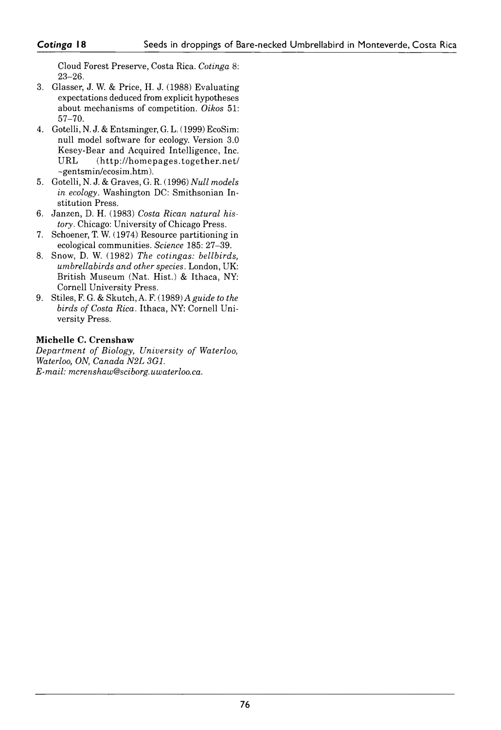Cloud Forest Preserve, Costa Rica. *Cotinga* 8: 23–26.

3. Glasser, J. W. & Price, H. J. (1988) Evaluating expectations deduced from explicit hypotheses about mechanisms of competition. *Oikos* 51: 57–70.
4. Gotelli, N. J. & Entsminger, G. L. (1999) EcoSim: null model software for ecology. Version 3.0 Kesey-Bear and Acquired Intelligence, Inc. URL (http://homepages.together.net/~gentsmin/ecosim.htm).
5. Gotelli, N. J. & Graves, G. R. (1996) *Null models in ecology*. Washington DC: Smithsonian Institution Press.
6. Janzen, D. H. (1983) *Costa Rican natural history*. Chicago: University of Chicago Press.
7. Schoener, T. W. (1974) Resource partitioning in ecological communities. *Science* 185: 27–39.
8. Snow, D. W. (1982) *The cotingas: bellbirds, umbrellabirds and other species*. London, UK: British Museum (Nat. Hist.) & Ithaca, NY: Cornell University Press.
9. Stiles, F. G. & Skutch, A. F. (1989) *A guide to the birds of Costa Rica*. Ithaca, NY: Cornell University Press.

**Michelle C. Crenshaw**

*Department of Biology, University of Waterloo, Waterloo, ON, Canada N2L 3G1.*
*E-mail: mcrenshaw@sciborg.uwaterloo.ca.*